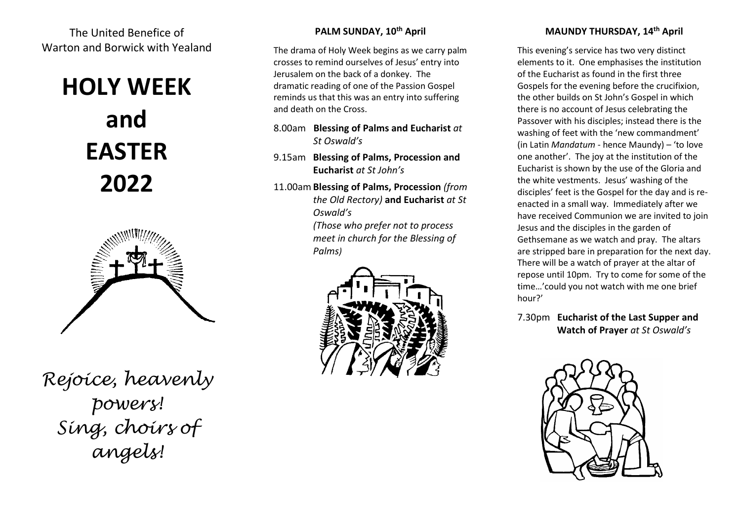The United Benefice of Warton and Borwick with Yealand

# HOLY WEEK and EASTER 2022

*Rejoice, heavenly powers! Sing, choirs of angels!*

## PALM SUNDAY, 10th April

The drama of Holy Week begins as we carry palm crosses to remind ourselves of Jesus' entry into Jerusalem on the back of a donkey. The dramatic reading of one of the Passion Gospel reminds us that this was an entry into suffering and death on the Cross.

8.00am **Blessing of Palms and Eucharist** *at St Oswald's*

9.15am **Blessing of Palms, Procession and Eucharist** *at St John's*

11.00am **Blessing of Palms, Procession** *(from the Old Rectory)* **and Eucharist** *at St Oswald's*
*(Those who prefer not to process meet in church for the Blessing of Palms)*

## MAUNDY THURSDAY, 14th April

This evening's service has two very distinct elements to it. One emphasises the institution of the Eucharist as found in the first three Gospels for the evening before the crucifixion, the other builds on St John's Gospel in which there is no account of Jesus celebrating the Passover with his disciples; instead there is the washing of feet with the 'new commandment' (in Latin *Mandatum* - hence Maundy) – 'to love one another'. The joy at the institution of the Eucharist is shown by the use of the Gloria and the white vestments. Jesus' washing of the disciples' feet is the Gospel for the day and is re-enacted in a small way. Immediately after we have received Communion we are invited to join Jesus and the disciples in the garden of Gethsemane as we watch and pray. The altars are stripped bare in preparation for the next day. There will be a watch of prayer at the altar of repose until 10pm. Try to come for some of the time…'could you not watch with me one brief hour?'

7.30pm **Eucharist of the Last Supper and Watch of Prayer** *at St Oswald's*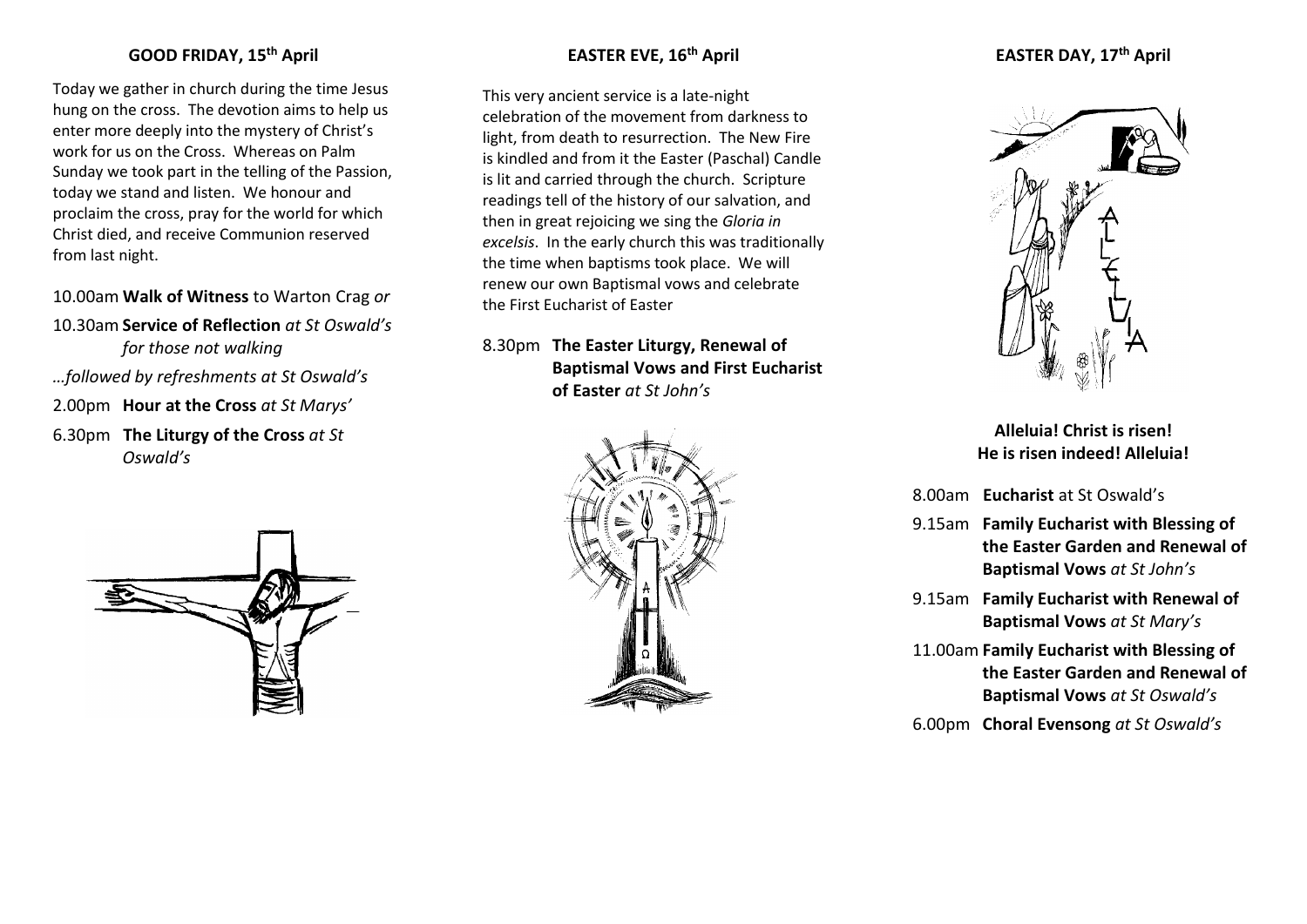## GOOD FRIDAY, 15th April

Today we gather in church during the time Jesus hung on the cross. The devotion aims to help us enter more deeply into the mystery of Christ's work for us on the Cross. Whereas on Palm Sunday we took part in the telling of the Passion, today we stand and listen. We honour and proclaim the cross, pray for the world for which Christ died, and receive Communion reserved from last night.

10.00am **Walk of Witness** to Warton Crag *or*

10.30am **Service of Reflection** *at St Oswald's for those not walking*

*…followed by refreshments at St Oswald's*

2.00pm **Hour at the Cross** *at St Marys'*

6.30pm **The Liturgy of the Cross** *at St Oswald's*

## EASTER EVE, 16th April

This very ancient service is a late-night celebration of the movement from darkness to light, from death to resurrection. The New Fire is kindled and from it the Easter (Paschal) Candle is lit and carried through the church. Scripture readings tell of the history of our salvation, and then in great rejoicing we sing the *Gloria in excelsis*. In the early church this was traditionally the time when baptisms took place. We will renew our own Baptismal vows and celebrate the First Eucharist of Easter

8.30pm **The Easter Liturgy, Renewal of Baptismal Vows and First Eucharist of Easter** *at St John's*

## EASTER DAY, 17th April

**Alleluia! Christ is risen!**
**He is risen indeed! Alleluia!**

8.00am **Eucharist** at St Oswald's

9.15am **Family Eucharist with Blessing of the Easter Garden and Renewal of Baptismal Vows** *at St John's*

9.15am **Family Eucharist with Renewal of Baptismal Vows** *at St Mary's*

11.00am **Family Eucharist with Blessing of the Easter Garden and Renewal of Baptismal Vows** *at St Oswald's*

6.00pm **Choral Evensong** *at St Oswald's*